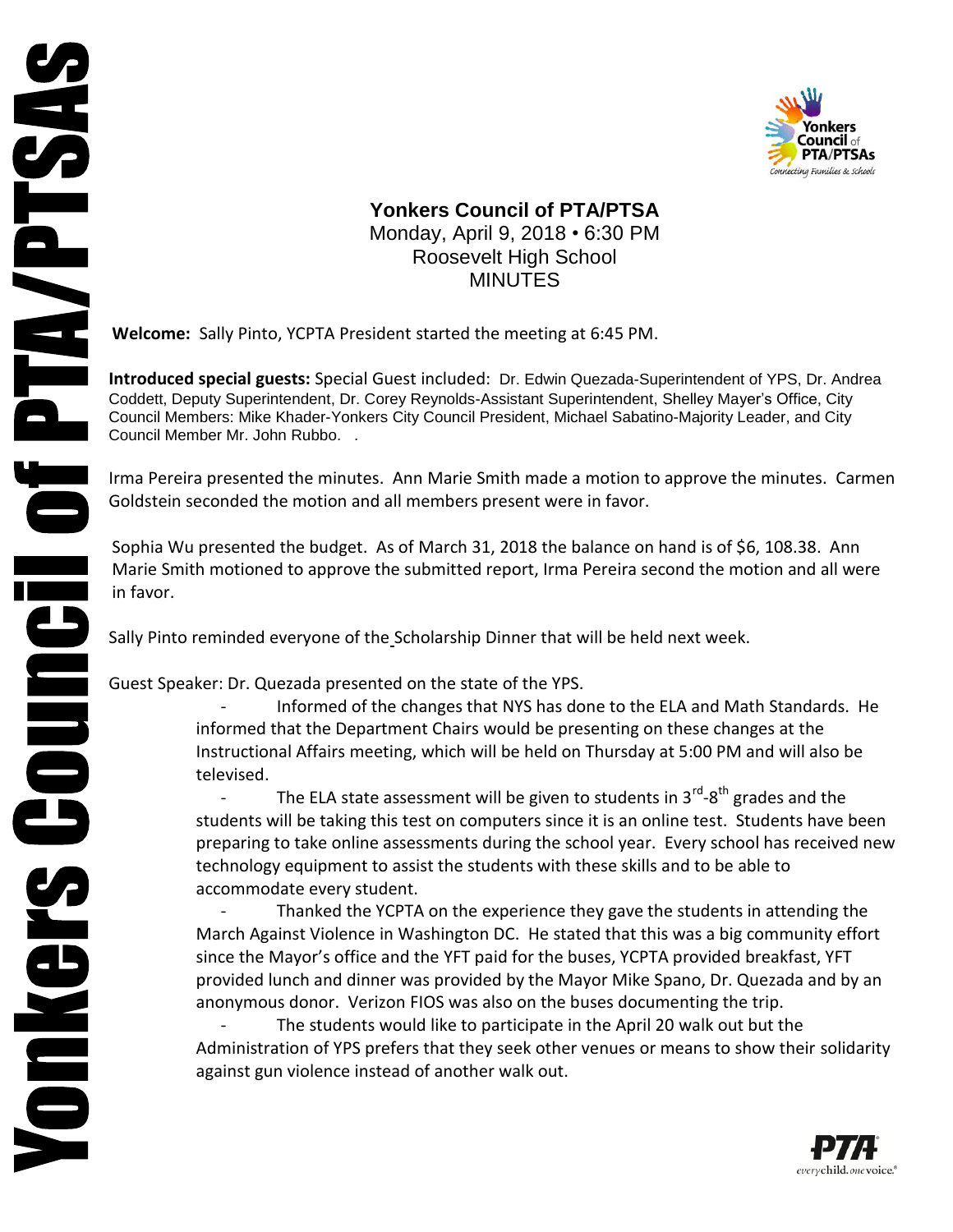**Yonkers Council of PTA/PTSA**
Monday, April 9, 2018 • 6:30 PM
Roosevelt High School
MINUTES

**Welcome:** Sally Pinto, YCPTA President started the meeting at 6:45 PM.

**Introduced special guests:** Special Guest included: Dr. Edwin Quezada-Superintendent of YPS, Dr. Andrea Coddett, Deputy Superintendent, Dr. Corey Reynolds-Assistant Superintendent, Shelley Mayer's Office, City Council Members: Mike Khader-Yonkers City Council President, Michael Sabatino-Majority Leader, and City Council Member Mr. John Rubbo. .

Irma Pereira presented the minutes. Ann Marie Smith made a motion to approve the minutes. Carmen Goldstein seconded the motion and all members present were in favor.

Sophia Wu presented the budget. As of March 31, 2018 the balance on hand is of $6, 108.38. Ann Marie Smith motioned to approve the submitted report, Irma Pereira second the motion and all were in favor.

Sally Pinto reminded everyone of the Scholarship Dinner that will be held next week.

Guest Speaker: Dr. Quezada presented on the state of the YPS.

- Informed of the changes that NYS has done to the ELA and Math Standards. He informed that the Department Chairs would be presenting on these changes at the Instructional Affairs meeting, which will be held on Thursday at 5:00 PM and will also be televised.
- The ELA state assessment will be given to students in 3rd-8th grades and the students will be taking this test on computers since it is an online test. Students have been preparing to take online assessments during the school year. Every school has received new technology equipment to assist the students with these skills and to be able to accommodate every student.
- Thanked the YCPTA on the experience they gave the students in attending the March Against Violence in Washington DC. He stated that this was a big community effort since the Mayor's office and the YFT paid for the buses, YCPTA provided breakfast, YFT provided lunch and dinner was provided by the Mayor Mike Spano, Dr. Quezada and by an anonymous donor. Verizon FIOS was also on the buses documenting the trip.
- The students would like to participate in the April 20 walk out but the Administration of YPS prefers that they seek other venues or means to show their solidarity against gun violence instead of another walk out.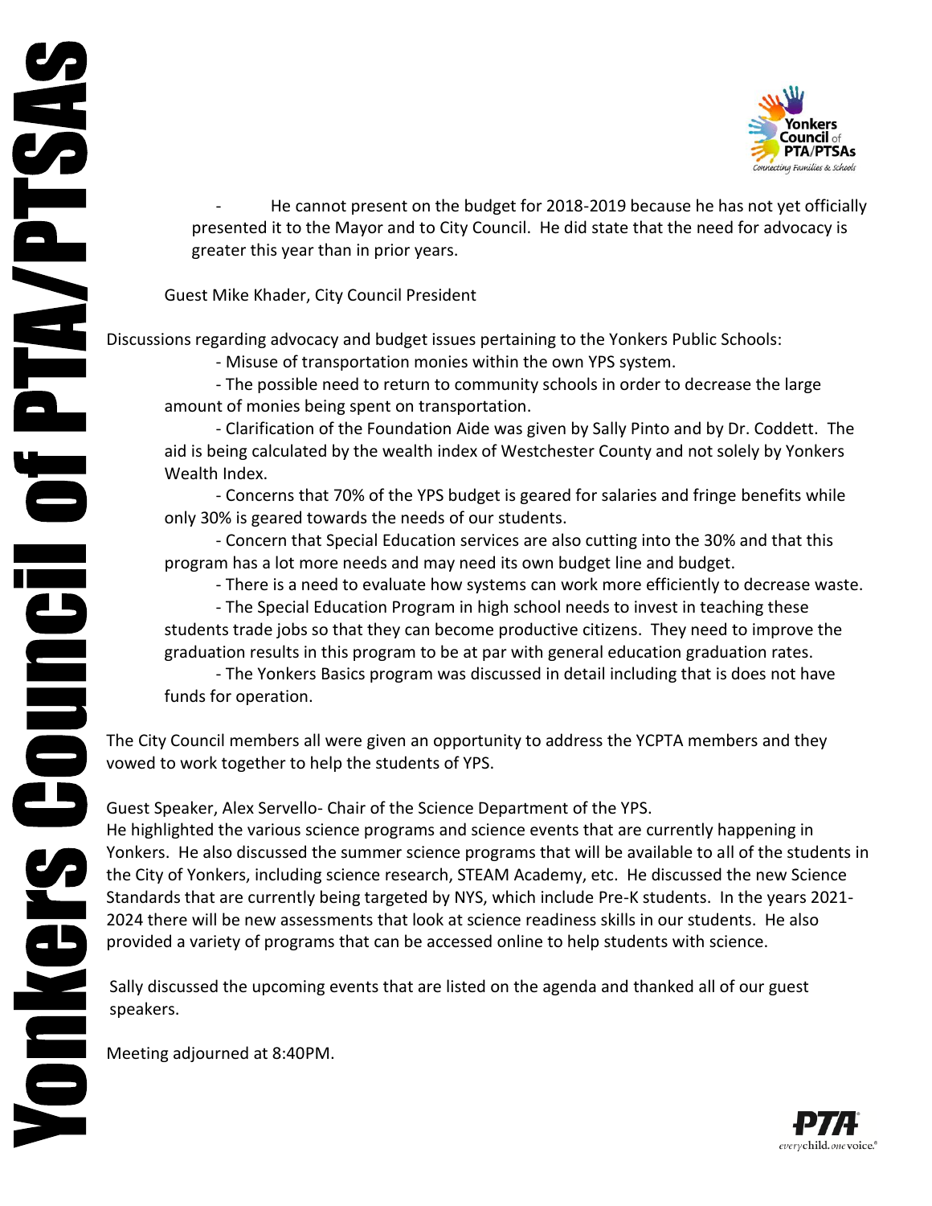- He cannot present on the budget for 2018-2019 because he has not yet officially presented it to the Mayor and to City Council. He did state that the need for advocacy is greater this year than in prior years.

Guest Mike Khader, City Council President

Discussions regarding advocacy and budget issues pertaining to the Yonkers Public Schools:

- Misuse of transportation monies within the own YPS system.
- The possible need to return to community schools in order to decrease the large amount of monies being spent on transportation.
- Clarification of the Foundation Aide was given by Sally Pinto and by Dr. Coddett. The aid is being calculated by the wealth index of Westchester County and not solely by Yonkers Wealth Index.
- Concerns that 70% of the YPS budget is geared for salaries and fringe benefits while only 30% is geared towards the needs of our students.
- Concern that Special Education services are also cutting into the 30% and that this program has a lot more needs and may need its own budget line and budget.
- There is a need to evaluate how systems can work more efficiently to decrease waste.
- The Special Education Program in high school needs to invest in teaching these students trade jobs so that they can become productive citizens. They need to improve the graduation results in this program to be at par with general education graduation rates.
- The Yonkers Basics program was discussed in detail including that is does not have funds for operation.

The City Council members all were given an opportunity to address the YCPTA members and they vowed to work together to help the students of YPS.

Guest Speaker, Alex Servello- Chair of the Science Department of the YPS.
He highlighted the various science programs and science events that are currently happening in Yonkers. He also discussed the summer science programs that will be available to all of the students in the City of Yonkers, including science research, STEAM Academy, etc. He discussed the new Science Standards that are currently being targeted by NYS, which include Pre-K students. In the years 2021-2024 there will be new assessments that look at science readiness skills in our students. He also provided a variety of programs that can be accessed online to help students with science.

Sally discussed the upcoming events that are listed on the agenda and thanked all of our guest speakers.

Meeting adjourned at 8:40PM.